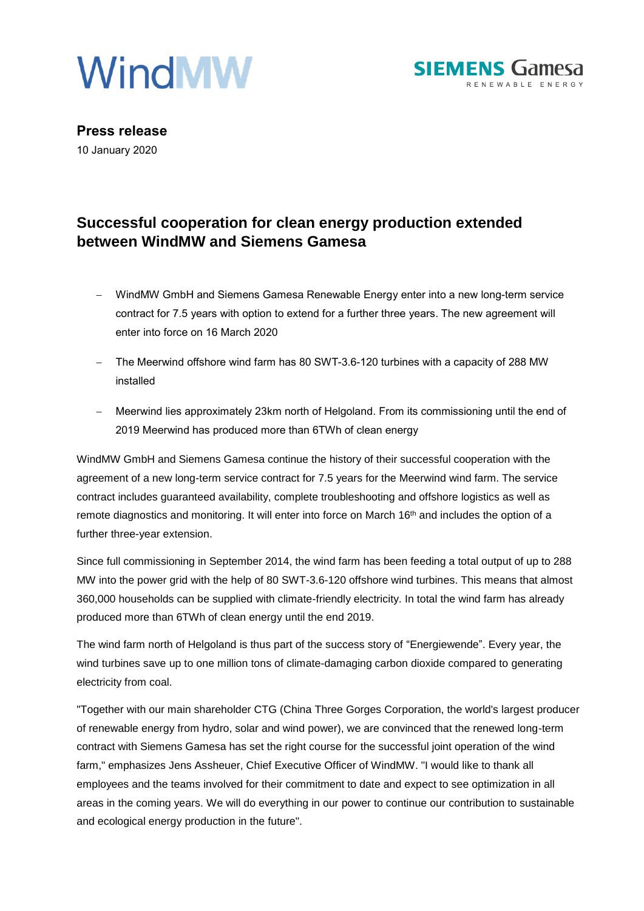WindMW

SIEMENS Gamesa
RENEWABLE ENERGY

**Press release**

10 January 2020

## Successful cooperation for clean energy production extended between WindMW and Siemens Gamesa

- WindMW GmbH and Siemens Gamesa Renewable Energy enter into a new long-term service contract for 7.5 years with option to extend for a further three years. The new agreement will enter into force on 16 March 2020
- The Meerwind offshore wind farm has 80 SWT-3.6-120 turbines with a capacity of 288 MW installed
- Meerwind lies approximately 23km north of Helgoland. From its commissioning until the end of 2019 Meerwind has produced more than 6TWh of clean energy

WindMW GmbH and Siemens Gamesa continue the history of their successful cooperation with the agreement of a new long-term service contract for 7.5 years for the Meerwind wind farm. The service contract includes guaranteed availability, complete troubleshooting and offshore logistics as well as remote diagnostics and monitoring. It will enter into force on March 16th and includes the option of a further three-year extension.

Since full commissioning in September 2014, the wind farm has been feeding a total output of up to 288 MW into the power grid with the help of 80 SWT-3.6-120 offshore wind turbines. This means that almost 360,000 households can be supplied with climate-friendly electricity. In total the wind farm has already produced more than 6TWh of clean energy until the end 2019.

The wind farm north of Helgoland is thus part of the success story of "Energiewende". Every year, the wind turbines save up to one million tons of climate-damaging carbon dioxide compared to generating electricity from coal.

"Together with our main shareholder CTG (China Three Gorges Corporation, the world's largest producer of renewable energy from hydro, solar and wind power), we are convinced that the renewed long-term contract with Siemens Gamesa has set the right course for the successful joint operation of the wind farm," emphasizes Jens Assheuer, Chief Executive Officer of WindMW. "I would like to thank all employees and the teams involved for their commitment to date and expect to see optimization in all areas in the coming years. We will do everything in our power to continue our contribution to sustainable and ecological energy production in the future".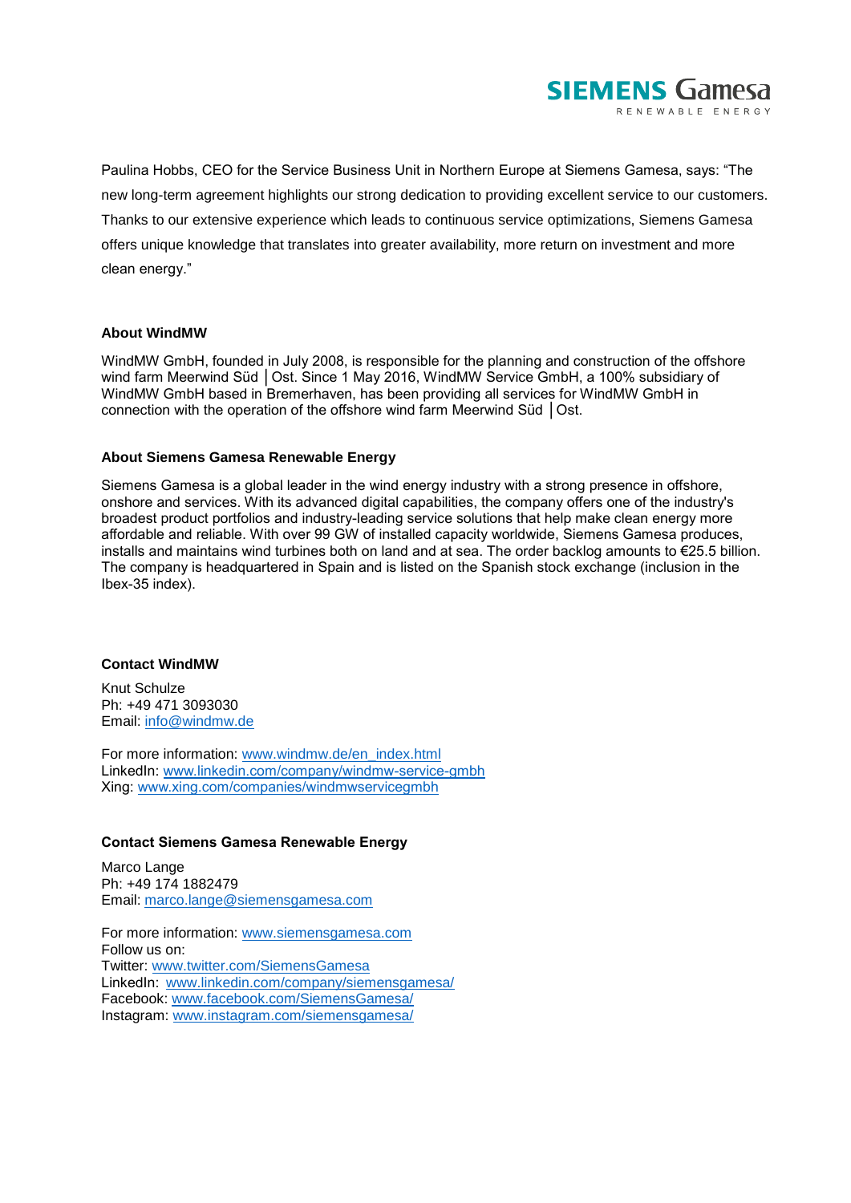Paulina Hobbs, CEO for the Service Business Unit in Northern Europe at Siemens Gamesa, says: "The new long-term agreement highlights our strong dedication to providing excellent service to our customers. Thanks to our extensive experience which leads to continuous service optimizations, Siemens Gamesa offers unique knowledge that translates into greater availability, more return on investment and more clean energy."

**About WindMW**

WindMW GmbH, founded in July 2008, is responsible for the planning and construction of the offshore wind farm Meerwind Süd │Ost. Since 1 May 2016, WindMW Service GmbH, a 100% subsidiary of WindMW GmbH based in Bremerhaven, has been providing all services for WindMW GmbH in connection with the operation of the offshore wind farm Meerwind Süd │Ost.

**About Siemens Gamesa Renewable Energy**

Siemens Gamesa is a global leader in the wind energy industry with a strong presence in offshore, onshore and services. With its advanced digital capabilities, the company offers one of the industry's broadest product portfolios and industry-leading service solutions that help make clean energy more affordable and reliable. With over 99 GW of installed capacity worldwide, Siemens Gamesa produces, installs and maintains wind turbines both on land and at sea. The order backlog amounts to €25.5 billion. The company is headquartered in Spain and is listed on the Spanish stock exchange (inclusion in the Ibex-35 index).

**Contact WindMW**

Knut Schulze
Ph: +49 471 3093030
Email: info@windmw.de

For more information: www.windmw.de/en_index.html
LinkedIn: www.linkedin.com/company/windmw-service-gmbh
Xing: www.xing.com/companies/windmwservicegmbh

**Contact Siemens Gamesa Renewable Energy**

Marco Lange
Ph: +49 174 1882479
Email: marco.lange@siemensgamesa.com

For more information: www.siemensgamesa.com
Follow us on:
Twitter: www.twitter.com/SiemensGamesa
LinkedIn: www.linkedin.com/company/siemensgamesa/
Facebook: www.facebook.com/SiemensGamesa/
Instagram: www.instagram.com/siemensgamesa/